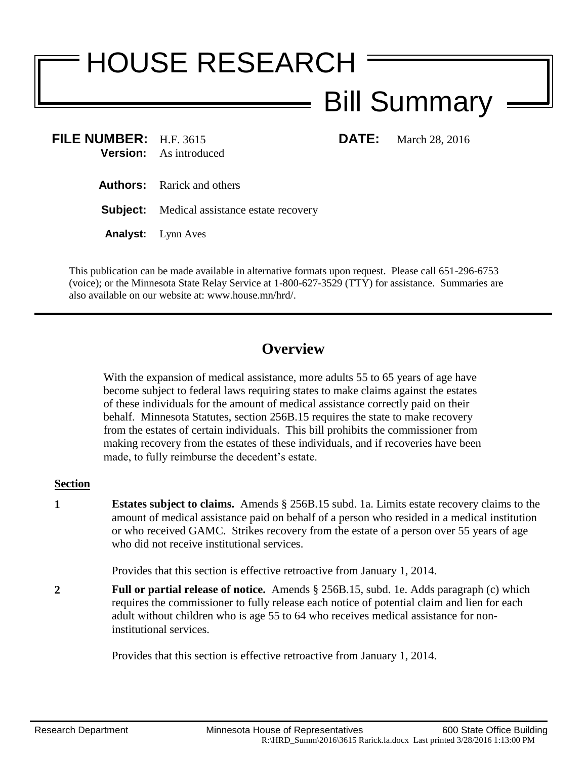# HOUSE RESEARCH

## Bill Summary

**FILE NUMBER:** H.F. 3615 **DATE:** March 28, 2016
**Version:** As introduced

**Authors:** Rarick and others

**Subject:** Medical assistance estate recovery

**Analyst:** Lynn Aves

This publication can be made available in alternative formats upon request. Please call 651-296-6753 (voice); or the Minnesota State Relay Service at 1-800-627-3529 (TTY) for assistance. Summaries are also available on our website at: www.house.mn/hrd/.

---

## Overview

With the expansion of medical assistance, more adults 55 to 65 years of age have become subject to federal laws requiring states to make claims against the estates of these individuals for the amount of medical assistance correctly paid on their behalf. Minnesota Statutes, section 256B.15 requires the state to make recovery from the estates of certain individuals. This bill prohibits the commissioner from making recovery from the estates of these individuals, and if recoveries have been made, to fully reimburse the decedent's estate.

**Section**

**1** **Estates subject to claims.** Amends § 256B.15 subd. 1a. Limits estate recovery claims to the amount of medical assistance paid on behalf of a person who resided in a medical institution or who received GAMC. Strikes recovery from the estate of a person over 55 years of age who did not receive institutional services.

Provides that this section is effective retroactive from January 1, 2014.

**2** **Full or partial release of notice.** Amends § 256B.15, subd. 1e. Adds paragraph (c) which requires the commissioner to fully release each notice of potential claim and lien for each adult without children who is age 55 to 64 who receives medical assistance for non-institutional services.

Provides that this section is effective retroactive from January 1, 2014.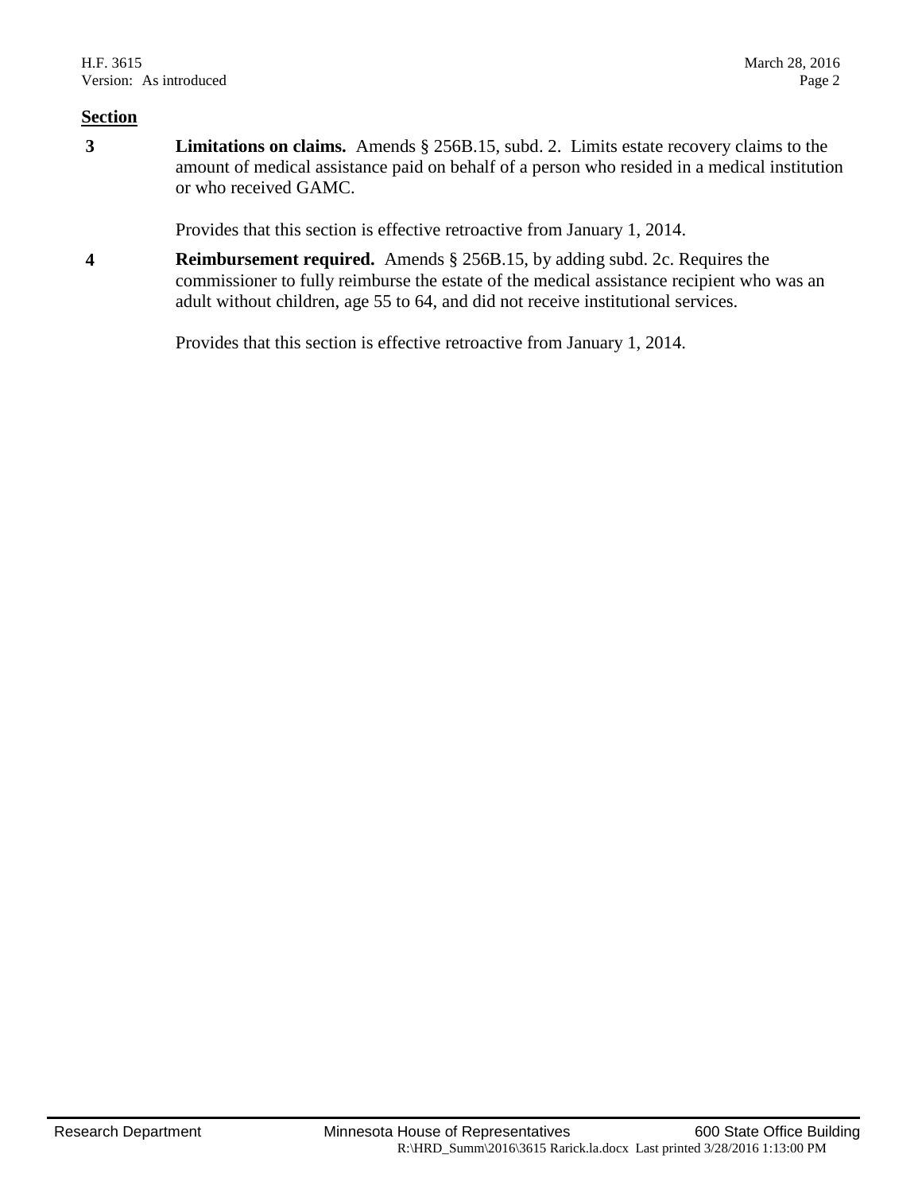**Section**

| | |
|---|---|
| 3 | **Limitations on claims.** Amends § 256B.15, subd. 2. Limits estate recovery claims to the amount of medical assistance paid on behalf of a person who resided in a medical institution or who received GAMC.<br><br>Provides that this section is effective retroactive from January 1, 2014. |
| 4 | **Reimbursement required.** Amends § 256B.15, by adding subd. 2c. Requires the commissioner to fully reimburse the estate of the medical assistance recipient who was an adult without children, age 55 to 64, and did not receive institutional services.<br><br>Provides that this section is effective retroactive from January 1, 2014. |